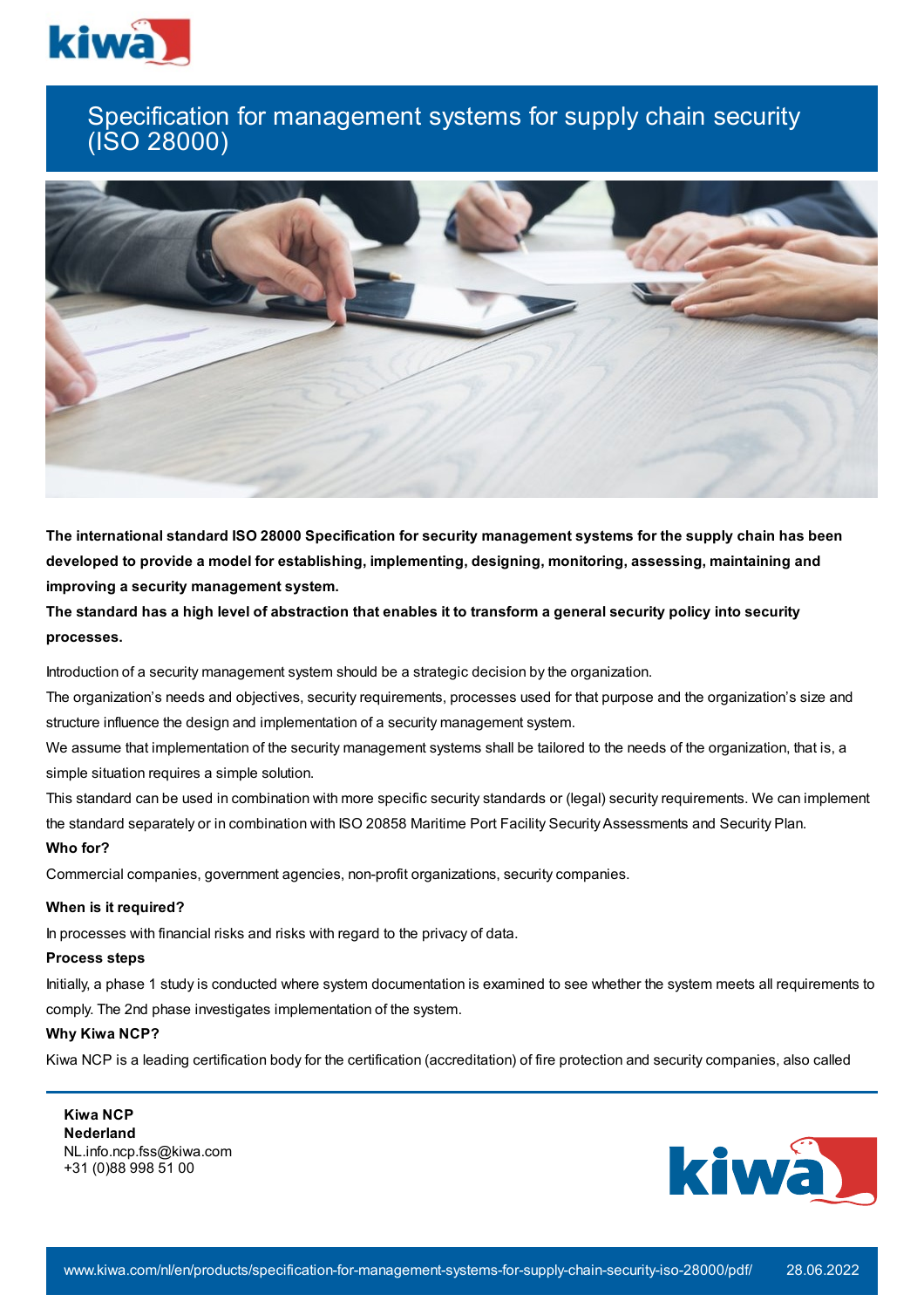# Specification for management systems for supply chain security (ISO 28000)

**The international standard ISO 28000 Specification for security management systems for the supply chain has been developed to provide a model for establishing, implementing, designing, monitoring, assessing, maintaining and improving a security management system.**

**The standard has a high level of abstraction that enables it to transform a general security policy into security processes.**

Introduction of a security management system should be a strategic decision by the organization.

The organization's needs and objectives, security requirements, processes used for that purpose and the organization's size and structure influence the design and implementation of a security management system.

We assume that implementation of the security management systems shall be tailored to the needs of the organization, that is, a simple situation requires a simple solution.

This standard can be used in combination with more specific security standards or (legal) security requirements. We can implement the standard separately or in combination with ISO 20858 Maritime Port Facility Security Assessments and Security Plan.

### Who for?

Commercial companies, government agencies, non-profit organizations, security companies.

### When is it required?

In processes with financial risks and risks with regard to the privacy of data.

### Process steps

Initially, a phase 1 study is conducted where system documentation is examined to see whether the system meets all requirements to comply. The 2nd phase investigates implementation of the system.

### Why Kiwa NCP?

Kiwa NCP is a leading certification body for the certification (accreditation) of fire protection and security companies, also called

**Kiwa NCP**
**Nederland**
NL.info.ncp.fss@kiwa.com
+31 (0)88 998 51 00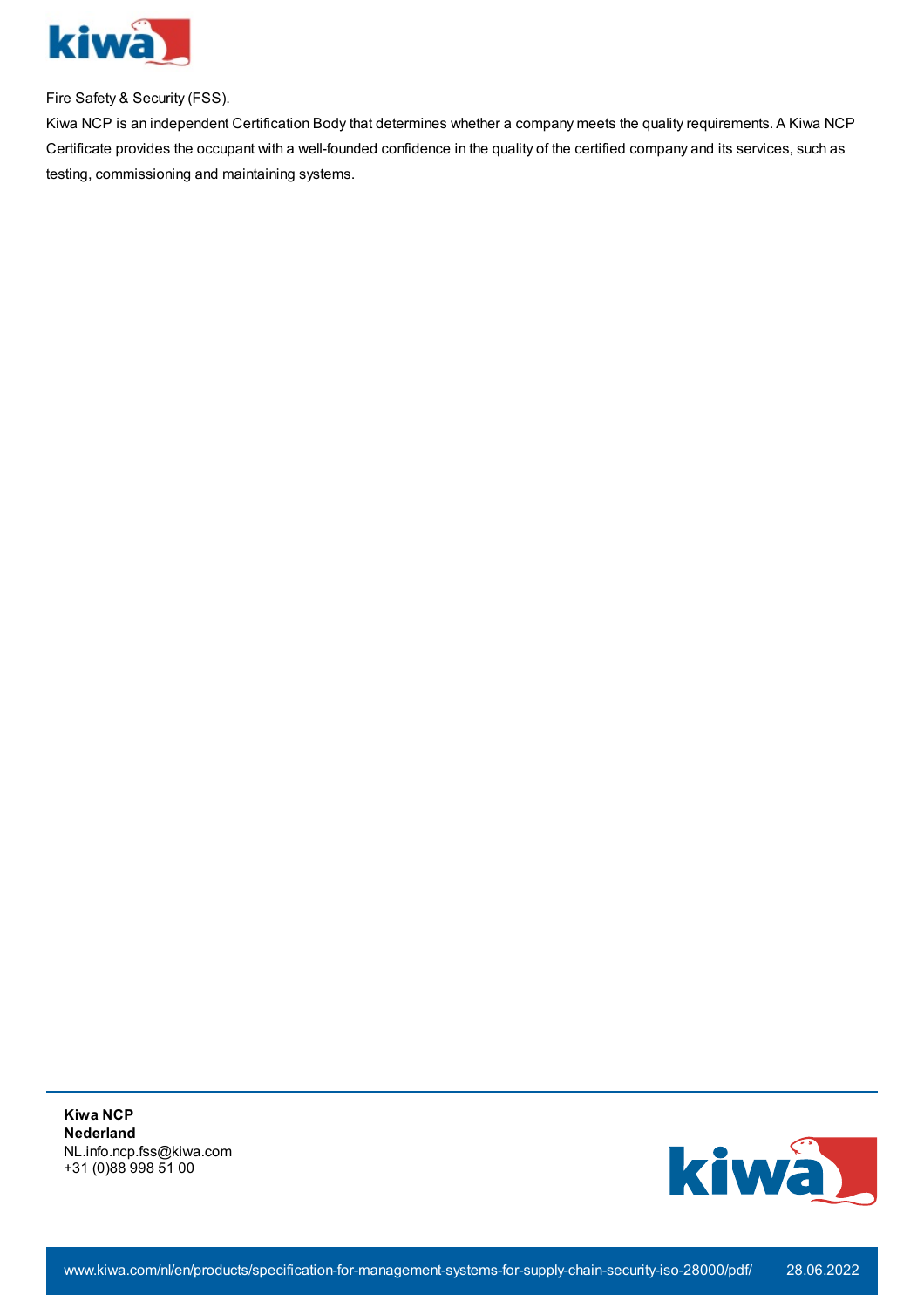Fire Safety & Security (FSS).

Kiwa NCP is an independent Certification Body that determines whether a company meets the quality requirements. A Kiwa NCP Certificate provides the occupant with a well-founded confidence in the quality of the certified company and its services, such as testing, commissioning and maintaining systems.

**Kiwa NCP**
**Nederland**
NL.info.ncp.fss@kiwa.com
+31 (0)88 998 51 00